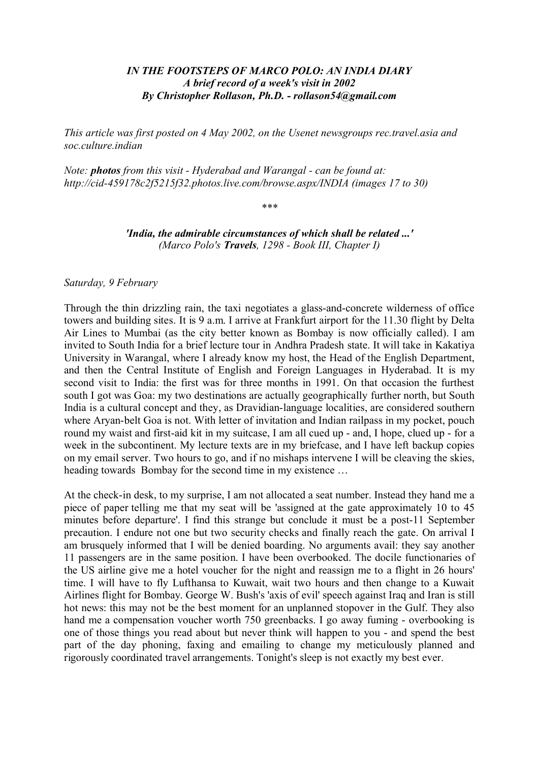***IN THE FOOTSTEPS OF MARCO POLO: AN INDIA DIARY***
***A brief record of a week's visit in 2002***
***By Christopher Rollason, Ph.D. - rollason54@gmail.com***

*This article was first posted on 4 May 2002, on the Usenet newsgroups rec.travel.asia and soc.culture.indian*

*Note:* ***photos*** *from this visit - Hyderabad and Warangal - can be found at: http://cid-459178c2f5215f32.photos.live.com/browse.aspx/INDIA (images 17 to 30)*

\*\*\*

***'India, the admirable circumstances of which shall be related ...'***
*(Marco Polo's* ***Travels****, 1298 - Book III, Chapter I)*

*Saturday, 9 February*

Through the thin drizzling rain, the taxi negotiates a glass-and-concrete wilderness of office towers and building sites. It is 9 a.m. I arrive at Frankfurt airport for the 11.30 flight by Delta Air Lines to Mumbai (as the city better known as Bombay is now officially called). I am invited to South India for a brief lecture tour in Andhra Pradesh state. It will take in Kakatiya University in Warangal, where I already know my host, the Head of the English Department, and then the Central Institute of English and Foreign Languages in Hyderabad. It is my second visit to India: the first was for three months in 1991. On that occasion the furthest south I got was Goa: my two destinations are actually geographically further north, but South India is a cultural concept and they, as Dravidian-language localities, are considered southern where Aryan-belt Goa is not. With letter of invitation and Indian railpass in my pocket, pouch round my waist and first-aid kit in my suitcase, I am all cued up - and, I hope, clued up - for a week in the subcontinent. My lecture texts are in my briefcase, and I have left backup copies on my email server. Two hours to go, and if no mishaps intervene I will be cleaving the skies, heading towards Bombay for the second time in my existence …

At the check-in desk, to my surprise, I am not allocated a seat number. Instead they hand me a piece of paper telling me that my seat will be 'assigned at the gate approximately 10 to 45 minutes before departure'. I find this strange but conclude it must be a post-11 September precaution. I endure not one but two security checks and finally reach the gate. On arrival I am brusquely informed that I will be denied boarding. No arguments avail: they say another 11 passengers are in the same position. I have been overbooked. The docile functionaries of the US airline give me a hotel voucher for the night and reassign me to a flight in 26 hours' time. I will have to fly Lufthansa to Kuwait, wait two hours and then change to a Kuwait Airlines flight for Bombay. George W. Bush's 'axis of evil' speech against Iraq and Iran is still hot news: this may not be the best moment for an unplanned stopover in the Gulf. They also hand me a compensation voucher worth 750 greenbacks. I go away fuming - overbooking is one of those things you read about but never think will happen to you - and spend the best part of the day phoning, faxing and emailing to change my meticulously planned and rigorously coordinated travel arrangements. Tonight's sleep is not exactly my best ever.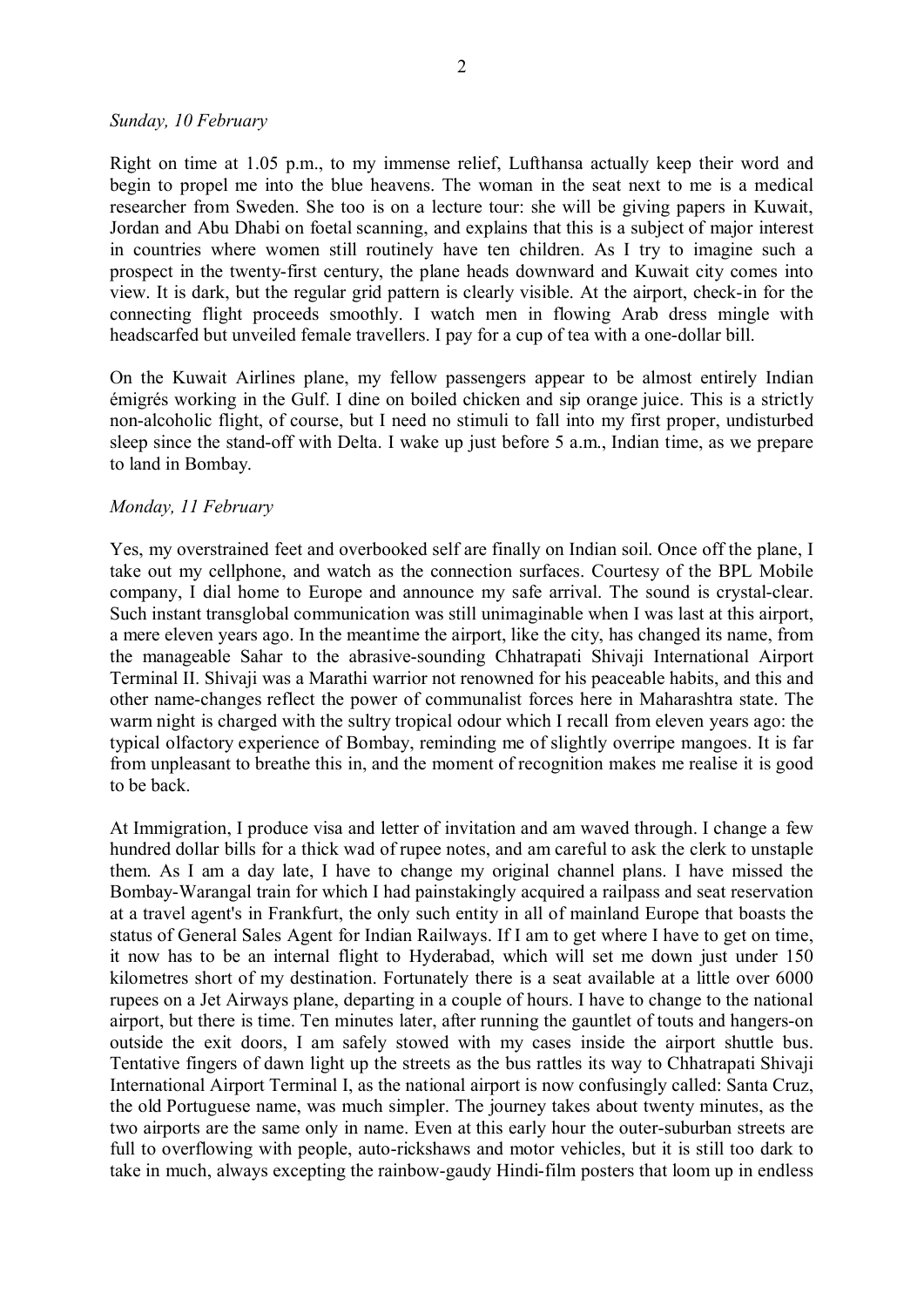*Sunday, 10 February*

Right on time at 1.05 p.m., to my immense relief, Lufthansa actually keep their word and begin to propel me into the blue heavens. The woman in the seat next to me is a medical researcher from Sweden. She too is on a lecture tour: she will be giving papers in Kuwait, Jordan and Abu Dhabi on foetal scanning, and explains that this is a subject of major interest in countries where women still routinely have ten children. As I try to imagine such a prospect in the twenty-first century, the plane heads downward and Kuwait city comes into view. It is dark, but the regular grid pattern is clearly visible. At the airport, check-in for the connecting flight proceeds smoothly. I watch men in flowing Arab dress mingle with headscarfed but unveiled female travellers. I pay for a cup of tea with a one-dollar bill.

On the Kuwait Airlines plane, my fellow passengers appear to be almost entirely Indian émigrés working in the Gulf. I dine on boiled chicken and sip orange juice. This is a strictly non-alcoholic flight, of course, but I need no stimuli to fall into my first proper, undisturbed sleep since the stand-off with Delta. I wake up just before 5 a.m., Indian time, as we prepare to land in Bombay.

*Monday, 11 February*

Yes, my overstrained feet and overbooked self are finally on Indian soil. Once off the plane, I take out my cellphone, and watch as the connection surfaces. Courtesy of the BPL Mobile company, I dial home to Europe and announce my safe arrival. The sound is crystal-clear. Such instant transglobal communication was still unimaginable when I was last at this airport, a mere eleven years ago. In the meantime the airport, like the city, has changed its name, from the manageable Sahar to the abrasive-sounding Chhatrapati Shivaji International Airport Terminal II. Shivaji was a Marathi warrior not renowned for his peaceable habits, and this and other name-changes reflect the power of communalist forces here in Maharashtra state. The warm night is charged with the sultry tropical odour which I recall from eleven years ago: the typical olfactory experience of Bombay, reminding me of slightly overripe mangoes. It is far from unpleasant to breathe this in, and the moment of recognition makes me realise it is good to be back.

At Immigration, I produce visa and letter of invitation and am waved through. I change a few hundred dollar bills for a thick wad of rupee notes, and am careful to ask the clerk to unstaple them. As I am a day late, I have to change my original channel plans. I have missed the Bombay-Warangal train for which I had painstakingly acquired a railpass and seat reservation at a travel agent's in Frankfurt, the only such entity in all of mainland Europe that boasts the status of General Sales Agent for Indian Railways. If I am to get where I have to get on time, it now has to be an internal flight to Hyderabad, which will set me down just under 150 kilometres short of my destination. Fortunately there is a seat available at a little over 6000 rupees on a Jet Airways plane, departing in a couple of hours. I have to change to the national airport, but there is time. Ten minutes later, after running the gauntlet of touts and hangers-on outside the exit doors, I am safely stowed with my cases inside the airport shuttle bus. Tentative fingers of dawn light up the streets as the bus rattles its way to Chhatrapati Shivaji International Airport Terminal I, as the national airport is now confusingly called: Santa Cruz, the old Portuguese name, was much simpler. The journey takes about twenty minutes, as the two airports are the same only in name. Even at this early hour the outer-suburban streets are full to overflowing with people, auto-rickshaws and motor vehicles, but it is still too dark to take in much, always excepting the rainbow-gaudy Hindi-film posters that loom up in endless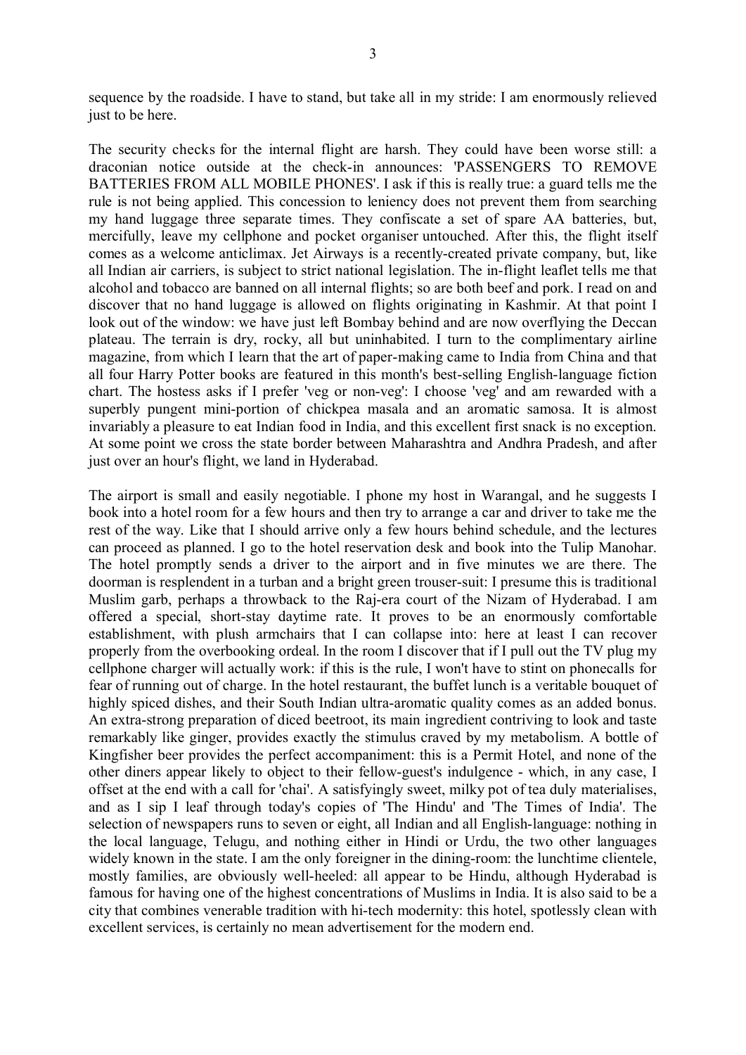sequence by the roadside. I have to stand, but take all in my stride: I am enormously relieved just to be here.

The security checks for the internal flight are harsh. They could have been worse still: a draconian notice outside at the check-in announces: 'PASSENGERS TO REMOVE BATTERIES FROM ALL MOBILE PHONES'. I ask if this is really true: a guard tells me the rule is not being applied. This concession to leniency does not prevent them from searching my hand luggage three separate times. They confiscate a set of spare AA batteries, but, mercifully, leave my cellphone and pocket organiser untouched. After this, the flight itself comes as a welcome anticlimax. Jet Airways is a recently-created private company, but, like all Indian air carriers, is subject to strict national legislation. The in-flight leaflet tells me that alcohol and tobacco are banned on all internal flights; so are both beef and pork. I read on and discover that no hand luggage is allowed on flights originating in Kashmir. At that point I look out of the window: we have just left Bombay behind and are now overflying the Deccan plateau. The terrain is dry, rocky, all but uninhabited. I turn to the complimentary airline magazine, from which I learn that the art of paper-making came to India from China and that all four Harry Potter books are featured in this month's best-selling English-language fiction chart. The hostess asks if I prefer 'veg or non-veg': I choose 'veg' and am rewarded with a superbly pungent mini-portion of chickpea masala and an aromatic samosa. It is almost invariably a pleasure to eat Indian food in India, and this excellent first snack is no exception. At some point we cross the state border between Maharashtra and Andhra Pradesh, and after just over an hour's flight, we land in Hyderabad.

The airport is small and easily negotiable. I phone my host in Warangal, and he suggests I book into a hotel room for a few hours and then try to arrange a car and driver to take me the rest of the way. Like that I should arrive only a few hours behind schedule, and the lectures can proceed as planned. I go to the hotel reservation desk and book into the Tulip Manohar. The hotel promptly sends a driver to the airport and in five minutes we are there. The doorman is resplendent in a turban and a bright green trouser-suit: I presume this is traditional Muslim garb, perhaps a throwback to the Raj-era court of the Nizam of Hyderabad. I am offered a special, short-stay daytime rate. It proves to be an enormously comfortable establishment, with plush armchairs that I can collapse into: here at least I can recover properly from the overbooking ordeal. In the room I discover that if I pull out the TV plug my cellphone charger will actually work: if this is the rule, I won't have to stint on phonecalls for fear of running out of charge. In the hotel restaurant, the buffet lunch is a veritable bouquet of highly spiced dishes, and their South Indian ultra-aromatic quality comes as an added bonus. An extra-strong preparation of diced beetroot, its main ingredient contriving to look and taste remarkably like ginger, provides exactly the stimulus craved by my metabolism. A bottle of Kingfisher beer provides the perfect accompaniment: this is a Permit Hotel, and none of the other diners appear likely to object to their fellow-guest's indulgence - which, in any case, I offset at the end with a call for 'chai'. A satisfyingly sweet, milky pot of tea duly materialises, and as I sip I leaf through today's copies of 'The Hindu' and 'The Times of India'. The selection of newspapers runs to seven or eight, all Indian and all English-language: nothing in the local language, Telugu, and nothing either in Hindi or Urdu, the two other languages widely known in the state. I am the only foreigner in the dining-room: the lunchtime clientele, mostly families, are obviously well-heeled: all appear to be Hindu, although Hyderabad is famous for having one of the highest concentrations of Muslims in India. It is also said to be a city that combines venerable tradition with hi-tech modernity: this hotel, spotlessly clean with excellent services, is certainly no mean advertisement for the modern end.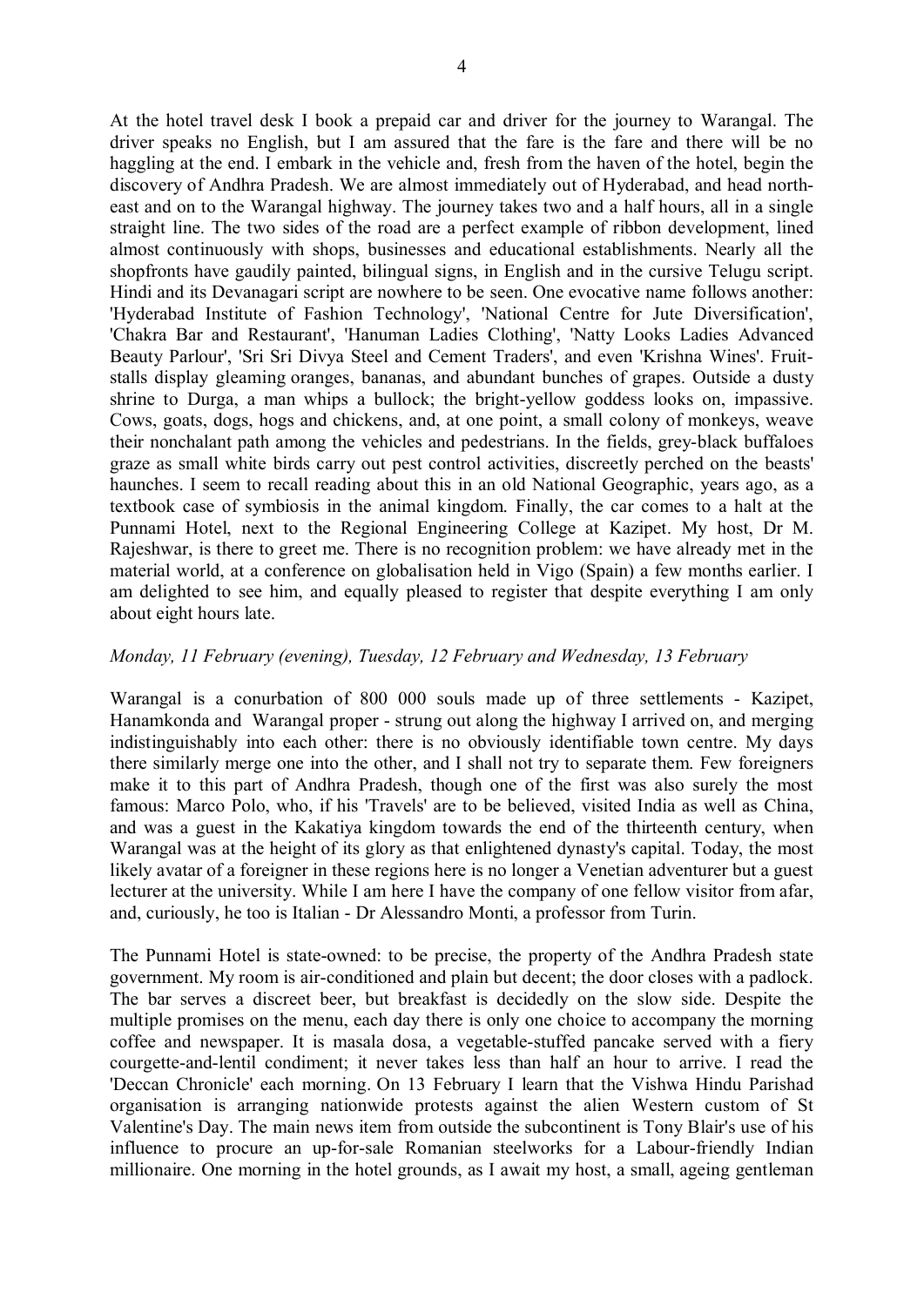At the hotel travel desk I book a prepaid car and driver for the journey to Warangal. The driver speaks no English, but I am assured that the fare is the fare and there will be no haggling at the end. I embark in the vehicle and, fresh from the haven of the hotel, begin the discovery of Andhra Pradesh. We are almost immediately out of Hyderabad, and head north-east and on to the Warangal highway. The journey takes two and a half hours, all in a single straight line. The two sides of the road are a perfect example of ribbon development, lined almost continuously with shops, businesses and educational establishments. Nearly all the shopfronts have gaudily painted, bilingual signs, in English and in the cursive Telugu script. Hindi and its Devanagari script are nowhere to be seen. One evocative name follows another: 'Hyderabad Institute of Fashion Technology', 'National Centre for Jute Diversification', 'Chakra Bar and Restaurant', 'Hanuman Ladies Clothing', 'Natty Looks Ladies Advanced Beauty Parlour', 'Sri Sri Divya Steel and Cement Traders', and even 'Krishna Wines'. Fruit-stalls display gleaming oranges, bananas, and abundant bunches of grapes. Outside a dusty shrine to Durga, a man whips a bullock; the bright-yellow goddess looks on, impassive. Cows, goats, dogs, hogs and chickens, and, at one point, a small colony of monkeys, weave their nonchalant path among the vehicles and pedestrians. In the fields, grey-black buffaloes graze as small white birds carry out pest control activities, discreetly perched on the beasts' haunches. I seem to recall reading about this in an old National Geographic, years ago, as a textbook case of symbiosis in the animal kingdom. Finally, the car comes to a halt at the Punnami Hotel, next to the Regional Engineering College at Kazipet. My host, Dr M. Rajeshwar, is there to greet me. There is no recognition problem: we have already met in the material world, at a conference on globalisation held in Vigo (Spain) a few months earlier. I am delighted to see him, and equally pleased to register that despite everything I am only about eight hours late.

*Monday, 11 February (evening), Tuesday, 12 February and Wednesday, 13 February*

Warangal is a conurbation of 800 000 souls made up of three settlements - Kazipet, Hanamkonda and Warangal proper - strung out along the highway I arrived on, and merging indistinguishably into each other: there is no obviously identifiable town centre. My days there similarly merge one into the other, and I shall not try to separate them. Few foreigners make it to this part of Andhra Pradesh, though one of the first was also surely the most famous: Marco Polo, who, if his 'Travels' are to be believed, visited India as well as China, and was a guest in the Kakatiya kingdom towards the end of the thirteenth century, when Warangal was at the height of its glory as that enlightened dynasty's capital. Today, the most likely avatar of a foreigner in these regions here is no longer a Venetian adventurer but a guest lecturer at the university. While I am here I have the company of one fellow visitor from afar, and, curiously, he too is Italian - Dr Alessandro Monti, a professor from Turin.

The Punnami Hotel is state-owned: to be precise, the property of the Andhra Pradesh state government. My room is air-conditioned and plain but decent; the door closes with a padlock. The bar serves a discreet beer, but breakfast is decidedly on the slow side. Despite the multiple promises on the menu, each day there is only one choice to accompany the morning coffee and newspaper. It is masala dosa, a vegetable-stuffed pancake served with a fiery courgette-and-lentil condiment; it never takes less than half an hour to arrive. I read the 'Deccan Chronicle' each morning. On 13 February I learn that the Vishwa Hindu Parishad organisation is arranging nationwide protests against the alien Western custom of St Valentine's Day. The main news item from outside the subcontinent is Tony Blair's use of his influence to procure an up-for-sale Romanian steelworks for a Labour-friendly Indian millionaire. One morning in the hotel grounds, as I await my host, a small, ageing gentleman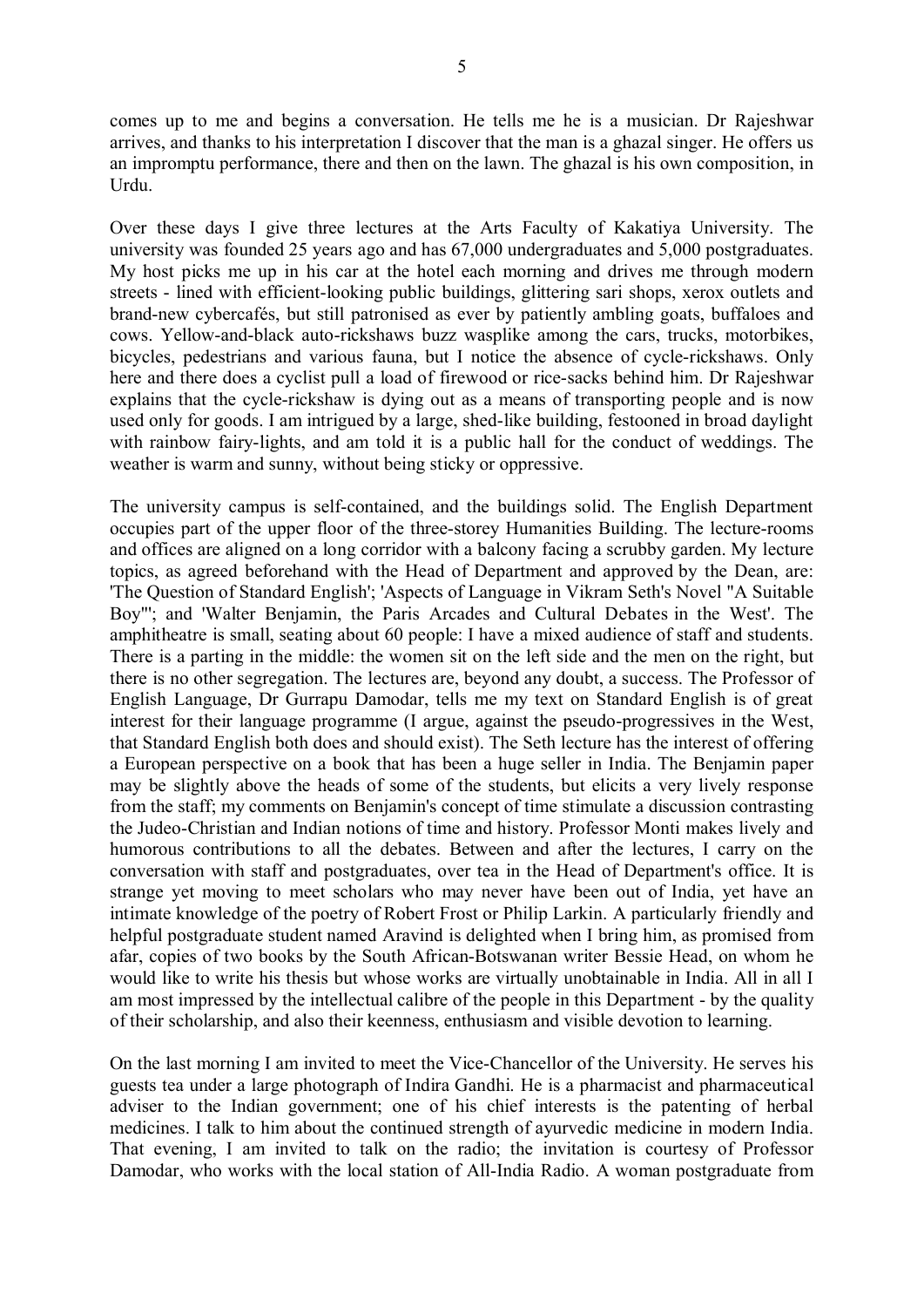comes up to me and begins a conversation. He tells me he is a musician. Dr Rajeshwar arrives, and thanks to his interpretation I discover that the man is a ghazal singer. He offers us an impromptu performance, there and then on the lawn. The ghazal is his own composition, in Urdu.

Over these days I give three lectures at the Arts Faculty of Kakatiya University. The university was founded 25 years ago and has 67,000 undergraduates and 5,000 postgraduates. My host picks me up in his car at the hotel each morning and drives me through modern streets - lined with efficient-looking public buildings, glittering sari shops, xerox outlets and brand-new cybercafés, but still patronised as ever by patiently ambling goats, buffaloes and cows. Yellow-and-black auto-rickshaws buzz wasplike among the cars, trucks, motorbikes, bicycles, pedestrians and various fauna, but I notice the absence of cycle-rickshaws. Only here and there does a cyclist pull a load of firewood or rice-sacks behind him. Dr Rajeshwar explains that the cycle-rickshaw is dying out as a means of transporting people and is now used only for goods. I am intrigued by a large, shed-like building, festooned in broad daylight with rainbow fairy-lights, and am told it is a public hall for the conduct of weddings. The weather is warm and sunny, without being sticky or oppressive.

The university campus is self-contained, and the buildings solid. The English Department occupies part of the upper floor of the three-storey Humanities Building. The lecture-rooms and offices are aligned on a long corridor with a balcony facing a scrubby garden. My lecture topics, as agreed beforehand with the Head of Department and approved by the Dean, are: 'The Question of Standard English'; 'Aspects of Language in Vikram Seth's Novel "A Suitable Boy"'; and 'Walter Benjamin, the Paris Arcades and Cultural Debates in the West'. The amphitheatre is small, seating about 60 people: I have a mixed audience of staff and students. There is a parting in the middle: the women sit on the left side and the men on the right, but there is no other segregation. The lectures are, beyond any doubt, a success. The Professor of English Language, Dr Gurrapu Damodar, tells me my text on Standard English is of great interest for their language programme (I argue, against the pseudo-progressives in the West, that Standard English both does and should exist). The Seth lecture has the interest of offering a European perspective on a book that has been a huge seller in India. The Benjamin paper may be slightly above the heads of some of the students, but elicits a very lively response from the staff; my comments on Benjamin's concept of time stimulate a discussion contrasting the Judeo-Christian and Indian notions of time and history. Professor Monti makes lively and humorous contributions to all the debates. Between and after the lectures, I carry on the conversation with staff and postgraduates, over tea in the Head of Department's office. It is strange yet moving to meet scholars who may never have been out of India, yet have an intimate knowledge of the poetry of Robert Frost or Philip Larkin. A particularly friendly and helpful postgraduate student named Aravind is delighted when I bring him, as promised from afar, copies of two books by the South African-Botswanan writer Bessie Head, on whom he would like to write his thesis but whose works are virtually unobtainable in India. All in all I am most impressed by the intellectual calibre of the people in this Department - by the quality of their scholarship, and also their keenness, enthusiasm and visible devotion to learning.

On the last morning I am invited to meet the Vice-Chancellor of the University. He serves his guests tea under a large photograph of Indira Gandhi. He is a pharmacist and pharmaceutical adviser to the Indian government; one of his chief interests is the patenting of herbal medicines. I talk to him about the continued strength of ayurvedic medicine in modern India. That evening, I am invited to talk on the radio; the invitation is courtesy of Professor Damodar, who works with the local station of All-India Radio. A woman postgraduate from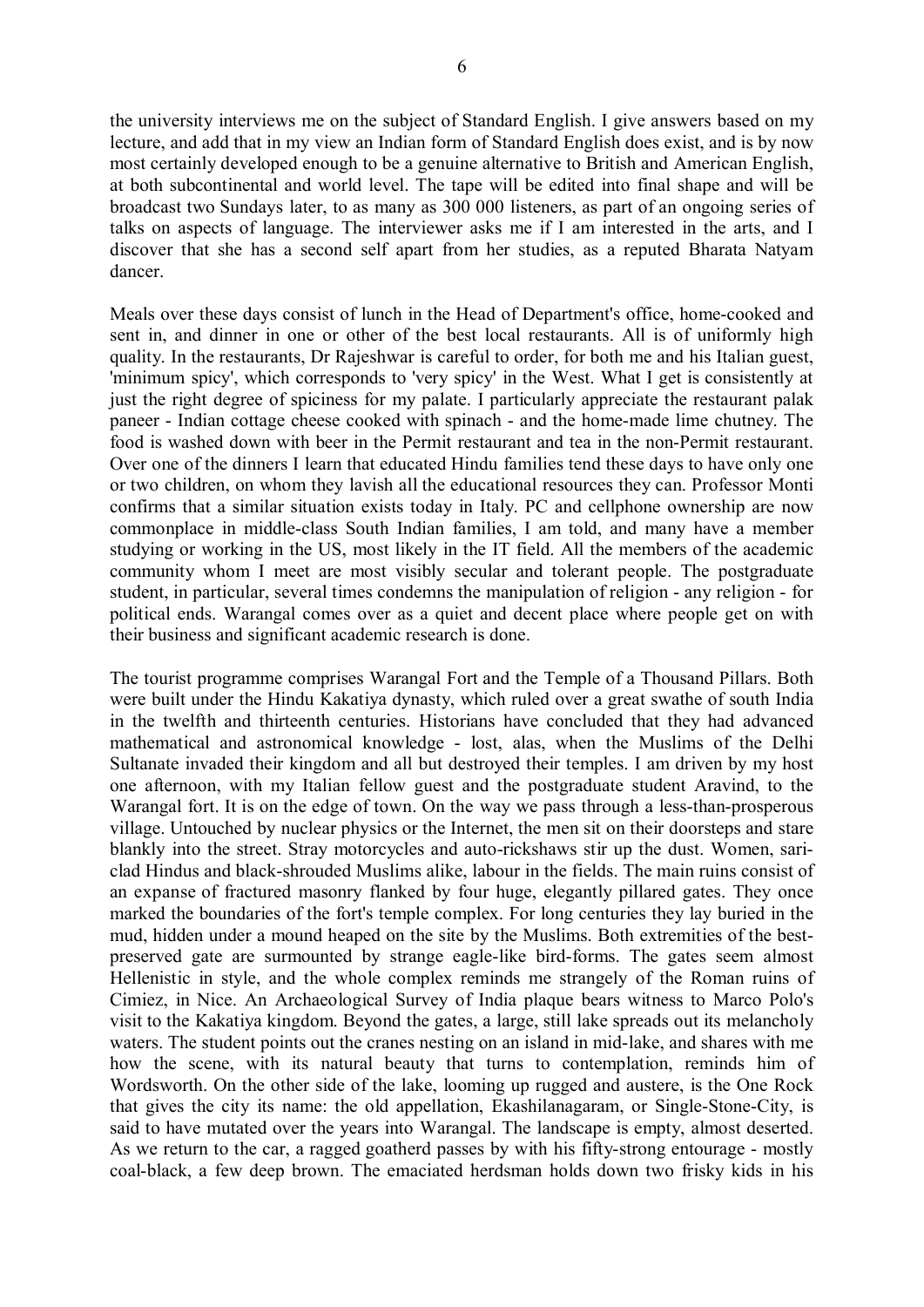the university interviews me on the subject of Standard English. I give answers based on my lecture, and add that in my view an Indian form of Standard English does exist, and is by now most certainly developed enough to be a genuine alternative to British and American English, at both subcontinental and world level. The tape will be edited into final shape and will be broadcast two Sundays later, to as many as 300 000 listeners, as part of an ongoing series of talks on aspects of language. The interviewer asks me if I am interested in the arts, and I discover that she has a second self apart from her studies, as a reputed Bharata Natyam dancer.

Meals over these days consist of lunch in the Head of Department's office, home-cooked and sent in, and dinner in one or other of the best local restaurants. All is of uniformly high quality. In the restaurants, Dr Rajeshwar is careful to order, for both me and his Italian guest, 'minimum spicy', which corresponds to 'very spicy' in the West. What I get is consistently at just the right degree of spiciness for my palate. I particularly appreciate the restaurant palak paneer - Indian cottage cheese cooked with spinach - and the home-made lime chutney. The food is washed down with beer in the Permit restaurant and tea in the non-Permit restaurant. Over one of the dinners I learn that educated Hindu families tend these days to have only one or two children, on whom they lavish all the educational resources they can. Professor Monti confirms that a similar situation exists today in Italy. PC and cellphone ownership are now commonplace in middle-class South Indian families, I am told, and many have a member studying or working in the US, most likely in the IT field. All the members of the academic community whom I meet are most visibly secular and tolerant people. The postgraduate student, in particular, several times condemns the manipulation of religion - any religion - for political ends. Warangal comes over as a quiet and decent place where people get on with their business and significant academic research is done.

The tourist programme comprises Warangal Fort and the Temple of a Thousand Pillars. Both were built under the Hindu Kakatiya dynasty, which ruled over a great swathe of south India in the twelfth and thirteenth centuries. Historians have concluded that they had advanced mathematical and astronomical knowledge - lost, alas, when the Muslims of the Delhi Sultanate invaded their kingdom and all but destroyed their temples. I am driven by my host one afternoon, with my Italian fellow guest and the postgraduate student Aravind, to the Warangal fort. It is on the edge of town. On the way we pass through a less-than-prosperous village. Untouched by nuclear physics or the Internet, the men sit on their doorsteps and stare blankly into the street. Stray motorcycles and auto-rickshaws stir up the dust. Women, sari-clad Hindus and black-shrouded Muslims alike, labour in the fields. The main ruins consist of an expanse of fractured masonry flanked by four huge, elegantly pillared gates. They once marked the boundaries of the fort's temple complex. For long centuries they lay buried in the mud, hidden under a mound heaped on the site by the Muslims. Both extremities of the best-preserved gate are surmounted by strange eagle-like bird-forms. The gates seem almost Hellenistic in style, and the whole complex reminds me strangely of the Roman ruins of Cimiez, in Nice. An Archaeological Survey of India plaque bears witness to Marco Polo's visit to the Kakatiya kingdom. Beyond the gates, a large, still lake spreads out its melancholy waters. The student points out the cranes nesting on an island in mid-lake, and shares with me how the scene, with its natural beauty that turns to contemplation, reminds him of Wordsworth. On the other side of the lake, looming up rugged and austere, is the One Rock that gives the city its name: the old appellation, Ekashilanagaram, or Single-Stone-City, is said to have mutated over the years into Warangal. The landscape is empty, almost deserted. As we return to the car, a ragged goatherd passes by with his fifty-strong entourage - mostly coal-black, a few deep brown. The emaciated herdsman holds down two frisky kids in his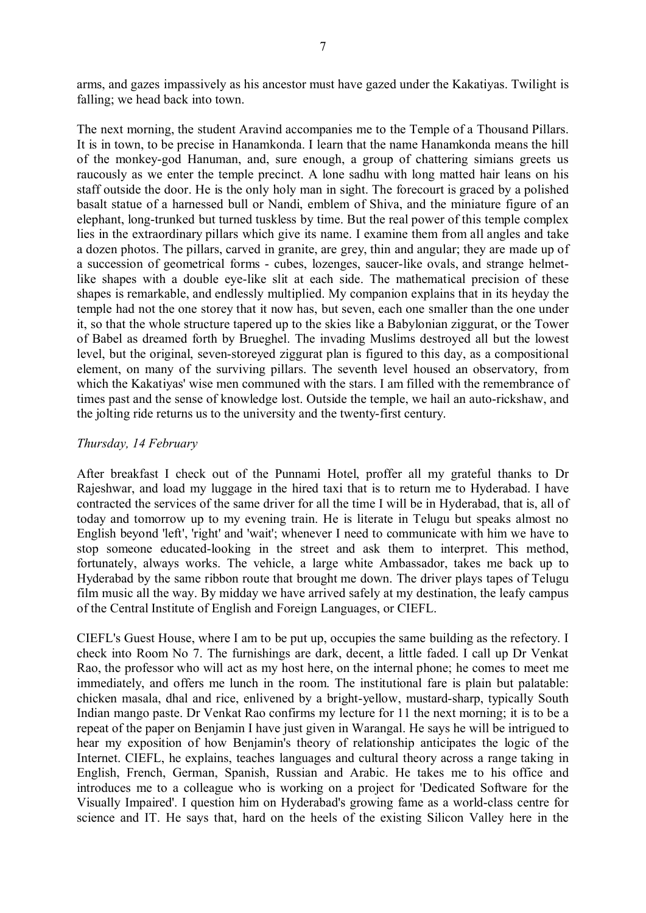arms, and gazes impassively as his ancestor must have gazed under the Kakatiyas. Twilight is falling; we head back into town.

The next morning, the student Aravind accompanies me to the Temple of a Thousand Pillars. It is in town, to be precise in Hanamkonda. I learn that the name Hanamkonda means the hill of the monkey-god Hanuman, and, sure enough, a group of chattering simians greets us raucously as we enter the temple precinct. A lone sadhu with long matted hair leans on his staff outside the door. He is the only holy man in sight. The forecourt is graced by a polished basalt statue of a harnessed bull or Nandi, emblem of Shiva, and the miniature figure of an elephant, long-trunked but turned tuskless by time. But the real power of this temple complex lies in the extraordinary pillars which give its name. I examine them from all angles and take a dozen photos. The pillars, carved in granite, are grey, thin and angular; they are made up of a succession of geometrical forms - cubes, lozenges, saucer-like ovals, and strange helmet-like shapes with a double eye-like slit at each side. The mathematical precision of these shapes is remarkable, and endlessly multiplied. My companion explains that in its heyday the temple had not the one storey that it now has, but seven, each one smaller than the one under it, so that the whole structure tapered up to the skies like a Babylonian ziggurat, or the Tower of Babel as dreamed forth by Brueghel. The invading Muslims destroyed all but the lowest level, but the original, seven-storeyed ziggurat plan is figured to this day, as a compositional element, on many of the surviving pillars. The seventh level housed an observatory, from which the Kakatiyas' wise men communed with the stars. I am filled with the remembrance of times past and the sense of knowledge lost. Outside the temple, we hail an auto-rickshaw, and the jolting ride returns us to the university and the twenty-first century.

*Thursday, 14 February*

After breakfast I check out of the Punnami Hotel, proffer all my grateful thanks to Dr Rajeshwar, and load my luggage in the hired taxi that is to return me to Hyderabad. I have contracted the services of the same driver for all the time I will be in Hyderabad, that is, all of today and tomorrow up to my evening train. He is literate in Telugu but speaks almost no English beyond 'left', 'right' and 'wait'; whenever I need to communicate with him we have to stop someone educated-looking in the street and ask them to interpret. This method, fortunately, always works. The vehicle, a large white Ambassador, takes me back up to Hyderabad by the same ribbon route that brought me down. The driver plays tapes of Telugu film music all the way. By midday we have arrived safely at my destination, the leafy campus of the Central Institute of English and Foreign Languages, or CIEFL.

CIEFL's Guest House, where I am to be put up, occupies the same building as the refectory. I check into Room No 7. The furnishings are dark, decent, a little faded. I call up Dr Venkat Rao, the professor who will act as my host here, on the internal phone; he comes to meet me immediately, and offers me lunch in the room. The institutional fare is plain but palatable: chicken masala, dhal and rice, enlivened by a bright-yellow, mustard-sharp, typically South Indian mango paste. Dr Venkat Rao confirms my lecture for 11 the next morning; it is to be a repeat of the paper on Benjamin I have just given in Warangal. He says he will be intrigued to hear my exposition of how Benjamin's theory of relationship anticipates the logic of the Internet. CIEFL, he explains, teaches languages and cultural theory across a range taking in English, French, German, Spanish, Russian and Arabic. He takes me to his office and introduces me to a colleague who is working on a project for 'Dedicated Software for the Visually Impaired'. I question him on Hyderabad's growing fame as a world-class centre for science and IT. He says that, hard on the heels of the existing Silicon Valley here in the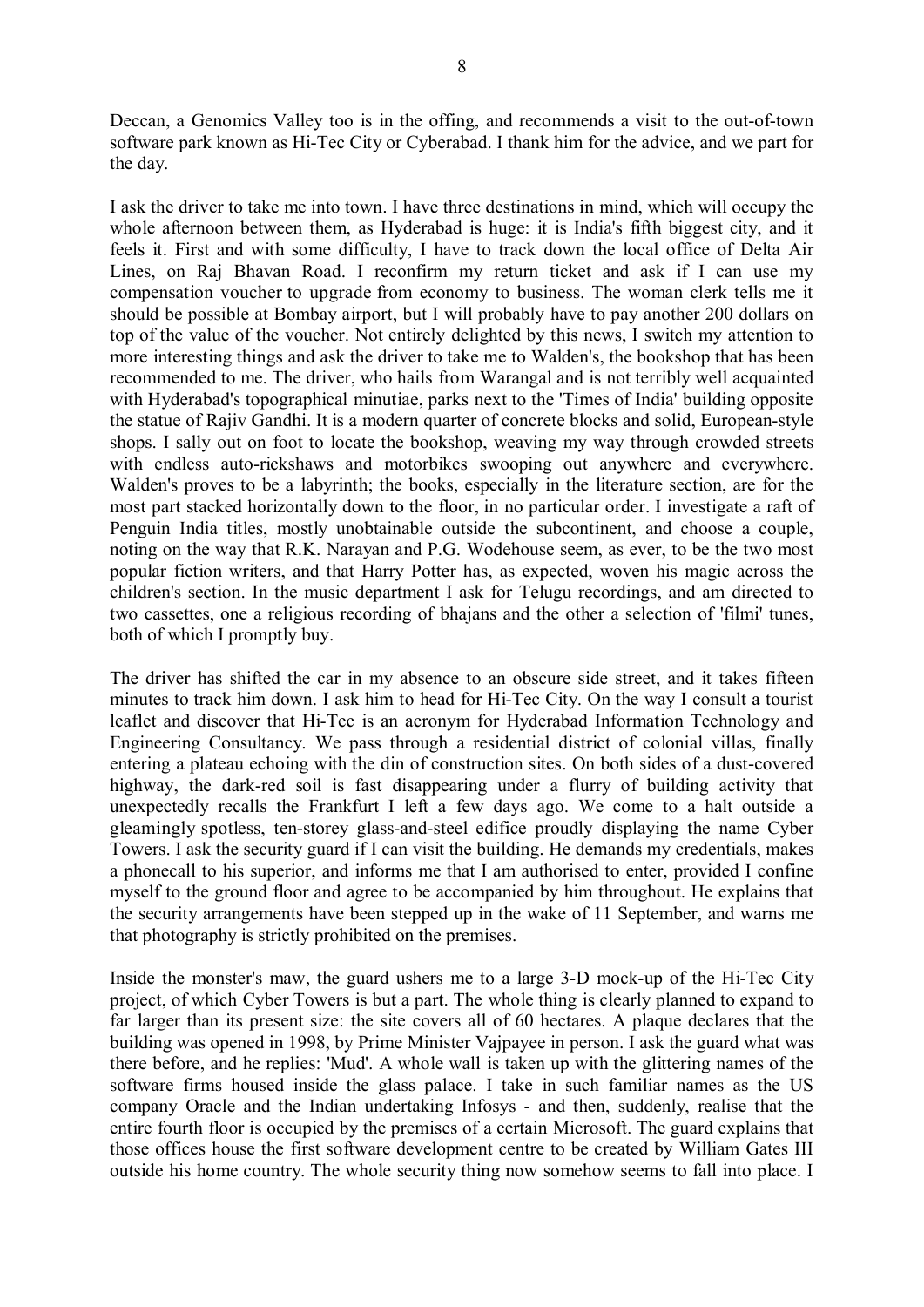Deccan, a Genomics Valley too is in the offing, and recommends a visit to the out-of-town software park known as Hi-Tec City or Cyberabad. I thank him for the advice, and we part for the day.

I ask the driver to take me into town. I have three destinations in mind, which will occupy the whole afternoon between them, as Hyderabad is huge: it is India's fifth biggest city, and it feels it. First and with some difficulty, I have to track down the local office of Delta Air Lines, on Raj Bhavan Road. I reconfirm my return ticket and ask if I can use my compensation voucher to upgrade from economy to business. The woman clerk tells me it should be possible at Bombay airport, but I will probably have to pay another 200 dollars on top of the value of the voucher. Not entirely delighted by this news, I switch my attention to more interesting things and ask the driver to take me to Walden's, the bookshop that has been recommended to me. The driver, who hails from Warangal and is not terribly well acquainted with Hyderabad's topographical minutiae, parks next to the 'Times of India' building opposite the statue of Rajiv Gandhi. It is a modern quarter of concrete blocks and solid, European-style shops. I sally out on foot to locate the bookshop, weaving my way through crowded streets with endless auto-rickshaws and motorbikes swooping out anywhere and everywhere. Walden's proves to be a labyrinth; the books, especially in the literature section, are for the most part stacked horizontally down to the floor, in no particular order. I investigate a raft of Penguin India titles, mostly unobtainable outside the subcontinent, and choose a couple, noting on the way that R.K. Narayan and P.G. Wodehouse seem, as ever, to be the two most popular fiction writers, and that Harry Potter has, as expected, woven his magic across the children's section. In the music department I ask for Telugu recordings, and am directed to two cassettes, one a religious recording of bhajans and the other a selection of 'filmi' tunes, both of which I promptly buy.

The driver has shifted the car in my absence to an obscure side street, and it takes fifteen minutes to track him down. I ask him to head for Hi-Tec City. On the way I consult a tourist leaflet and discover that Hi-Tec is an acronym for Hyderabad Information Technology and Engineering Consultancy. We pass through a residential district of colonial villas, finally entering a plateau echoing with the din of construction sites. On both sides of a dust-covered highway, the dark-red soil is fast disappearing under a flurry of building activity that unexpectedly recalls the Frankfurt I left a few days ago. We come to a halt outside a gleamingly spotless, ten-storey glass-and-steel edifice proudly displaying the name Cyber Towers. I ask the security guard if I can visit the building. He demands my credentials, makes a phonecall to his superior, and informs me that I am authorised to enter, provided I confine myself to the ground floor and agree to be accompanied by him throughout. He explains that the security arrangements have been stepped up in the wake of 11 September, and warns me that photography is strictly prohibited on the premises.

Inside the monster's maw, the guard ushers me to a large 3-D mock-up of the Hi-Tec City project, of which Cyber Towers is but a part. The whole thing is clearly planned to expand to far larger than its present size: the site covers all of 60 hectares. A plaque declares that the building was opened in 1998, by Prime Minister Vajpayee in person. I ask the guard what was there before, and he replies: 'Mud'. A whole wall is taken up with the glittering names of the software firms housed inside the glass palace. I take in such familiar names as the US company Oracle and the Indian undertaking Infosys - and then, suddenly, realise that the entire fourth floor is occupied by the premises of a certain Microsoft. The guard explains that those offices house the first software development centre to be created by William Gates III outside his home country. The whole security thing now somehow seems to fall into place. I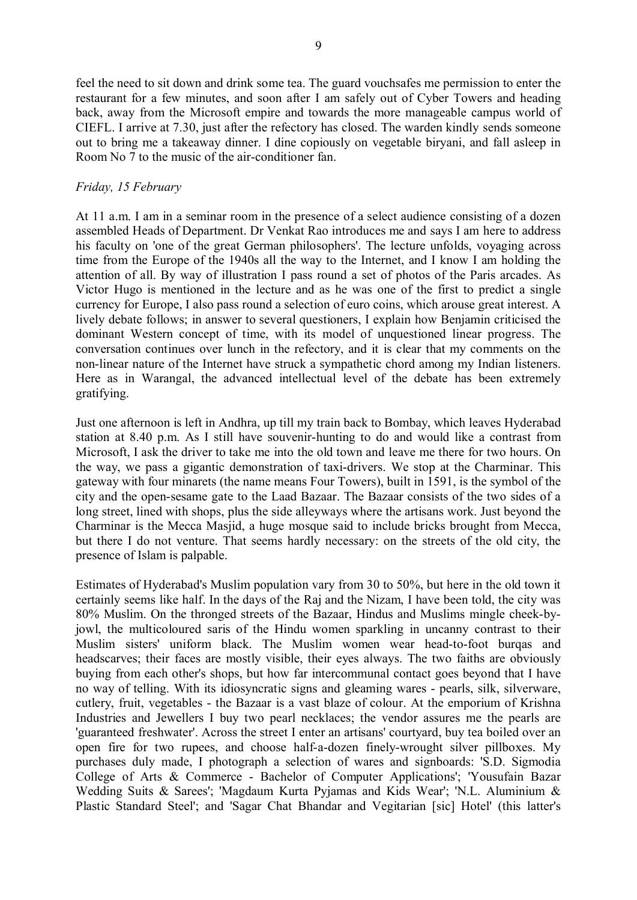feel the need to sit down and drink some tea. The guard vouchsafes me permission to enter the restaurant for a few minutes, and soon after I am safely out of Cyber Towers and heading back, away from the Microsoft empire and towards the more manageable campus world of CIEFL. I arrive at 7.30, just after the refectory has closed. The warden kindly sends someone out to bring me a takeaway dinner. I dine copiously on vegetable biryani, and fall asleep in Room No 7 to the music of the air-conditioner fan.

*Friday, 15 February*

At 11 a.m. I am in a seminar room in the presence of a select audience consisting of a dozen assembled Heads of Department. Dr Venkat Rao introduces me and says I am here to address his faculty on 'one of the great German philosophers'. The lecture unfolds, voyaging across time from the Europe of the 1940s all the way to the Internet, and I know I am holding the attention of all. By way of illustration I pass round a set of photos of the Paris arcades. As Victor Hugo is mentioned in the lecture and as he was one of the first to predict a single currency for Europe, I also pass round a selection of euro coins, which arouse great interest. A lively debate follows; in answer to several questioners, I explain how Benjamin criticised the dominant Western concept of time, with its model of unquestioned linear progress. The conversation continues over lunch in the refectory, and it is clear that my comments on the non-linear nature of the Internet have struck a sympathetic chord among my Indian listeners. Here as in Warangal, the advanced intellectual level of the debate has been extremely gratifying.

Just one afternoon is left in Andhra, up till my train back to Bombay, which leaves Hyderabad station at 8.40 p.m. As I still have souvenir-hunting to do and would like a contrast from Microsoft, I ask the driver to take me into the old town and leave me there for two hours. On the way, we pass a gigantic demonstration of taxi-drivers. We stop at the Charminar. This gateway with four minarets (the name means Four Towers), built in 1591, is the symbol of the city and the open-sesame gate to the Laad Bazaar. The Bazaar consists of the two sides of a long street, lined with shops, plus the side alleyways where the artisans work. Just beyond the Charminar is the Mecca Masjid, a huge mosque said to include bricks brought from Mecca, but there I do not venture. That seems hardly necessary: on the streets of the old city, the presence of Islam is palpable.

Estimates of Hyderabad's Muslim population vary from 30 to 50%, but here in the old town it certainly seems like half. In the days of the Raj and the Nizam, I have been told, the city was 80% Muslim. On the thronged streets of the Bazaar, Hindus and Muslims mingle cheek-by-jowl, the multicoloured saris of the Hindu women sparkling in uncanny contrast to their Muslim sisters' uniform black. The Muslim women wear head-to-foot burqas and headscarves; their faces are mostly visible, their eyes always. The two faiths are obviously buying from each other's shops, but how far intercommunal contact goes beyond that I have no way of telling. With its idiosyncratic signs and gleaming wares - pearls, silk, silverware, cutlery, fruit, vegetables - the Bazaar is a vast blaze of colour. At the emporium of Krishna Industries and Jewellers I buy two pearl necklaces; the vendor assures me the pearls are 'guaranteed freshwater'. Across the street I enter an artisans' courtyard, buy tea boiled over an open fire for two rupees, and choose half-a-dozen finely-wrought silver pillboxes. My purchases duly made, I photograph a selection of wares and signboards: 'S.D. Sigmodia College of Arts & Commerce - Bachelor of Computer Applications'; 'Yousufain Bazar Wedding Suits & Sarees'; 'Magdaum Kurta Pyjamas and Kids Wear'; 'N.L. Aluminium & Plastic Standard Steel'; and 'Sagar Chat Bhandar and Vegitarian [sic] Hotel' (this latter's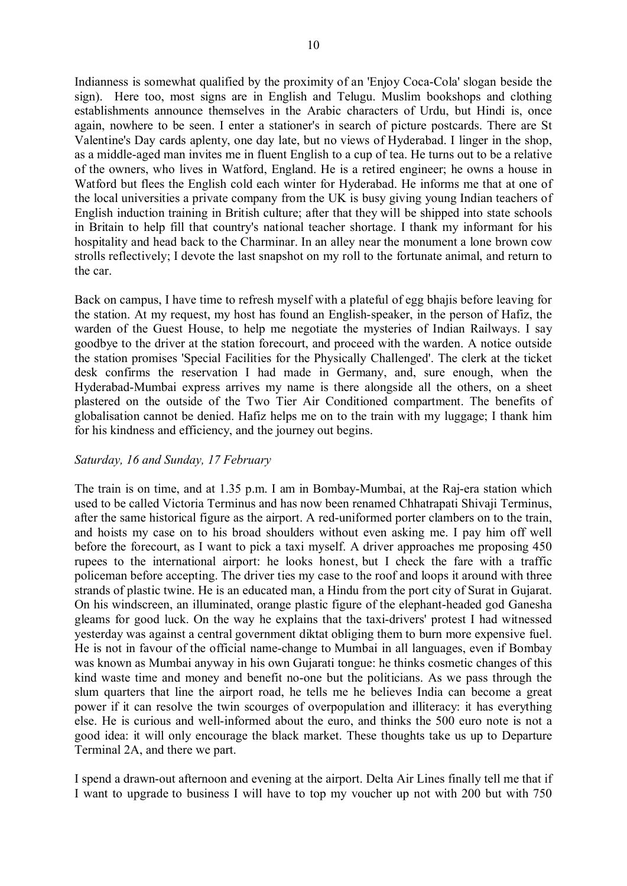Indianness is somewhat qualified by the proximity of an 'Enjoy Coca-Cola' slogan beside the sign). Here too, most signs are in English and Telugu. Muslim bookshops and clothing establishments announce themselves in the Arabic characters of Urdu, but Hindi is, once again, nowhere to be seen. I enter a stationer's in search of picture postcards. There are St Valentine's Day cards aplenty, one day late, but no views of Hyderabad. I linger in the shop, as a middle-aged man invites me in fluent English to a cup of tea. He turns out to be a relative of the owners, who lives in Watford, England. He is a retired engineer; he owns a house in Watford but flees the English cold each winter for Hyderabad. He informs me that at one of the local universities a private company from the UK is busy giving young Indian teachers of English induction training in British culture; after that they will be shipped into state schools in Britain to help fill that country's national teacher shortage. I thank my informant for his hospitality and head back to the Charminar. In an alley near the monument a lone brown cow strolls reflectively; I devote the last snapshot on my roll to the fortunate animal, and return to the car.

Back on campus, I have time to refresh myself with a plateful of egg bhajis before leaving for the station. At my request, my host has found an English-speaker, in the person of Hafiz, the warden of the Guest House, to help me negotiate the mysteries of Indian Railways. I say goodbye to the driver at the station forecourt, and proceed with the warden. A notice outside the station promises 'Special Facilities for the Physically Challenged'. The clerk at the ticket desk confirms the reservation I had made in Germany, and, sure enough, when the Hyderabad-Mumbai express arrives my name is there alongside all the others, on a sheet plastered on the outside of the Two Tier Air Conditioned compartment. The benefits of globalisation cannot be denied. Hafiz helps me on to the train with my luggage; I thank him for his kindness and efficiency, and the journey out begins.

*Saturday, 16 and Sunday, 17 February*

The train is on time, and at 1.35 p.m. I am in Bombay-Mumbai, at the Raj-era station which used to be called Victoria Terminus and has now been renamed Chhatrapati Shivaji Terminus, after the same historical figure as the airport. A red-uniformed porter clambers on to the train, and hoists my case on to his broad shoulders without even asking me. I pay him off well before the forecourt, as I want to pick a taxi myself. A driver approaches me proposing 450 rupees to the international airport: he looks honest, but I check the fare with a traffic policeman before accepting. The driver ties my case to the roof and loops it around with three strands of plastic twine. He is an educated man, a Hindu from the port city of Surat in Gujarat. On his windscreen, an illuminated, orange plastic figure of the elephant-headed god Ganesha gleams for good luck. On the way he explains that the taxi-drivers' protest I had witnessed yesterday was against a central government diktat obliging them to burn more expensive fuel. He is not in favour of the official name-change to Mumbai in all languages, even if Bombay was known as Mumbai anyway in his own Gujarati tongue: he thinks cosmetic changes of this kind waste time and money and benefit no-one but the politicians. As we pass through the slum quarters that line the airport road, he tells me he believes India can become a great power if it can resolve the twin scourges of overpopulation and illiteracy: it has everything else. He is curious and well-informed about the euro, and thinks the 500 euro note is not a good idea: it will only encourage the black market. These thoughts take us up to Departure Terminal 2A, and there we part.

I spend a drawn-out afternoon and evening at the airport. Delta Air Lines finally tell me that if I want to upgrade to business I will have to top my voucher up not with 200 but with 750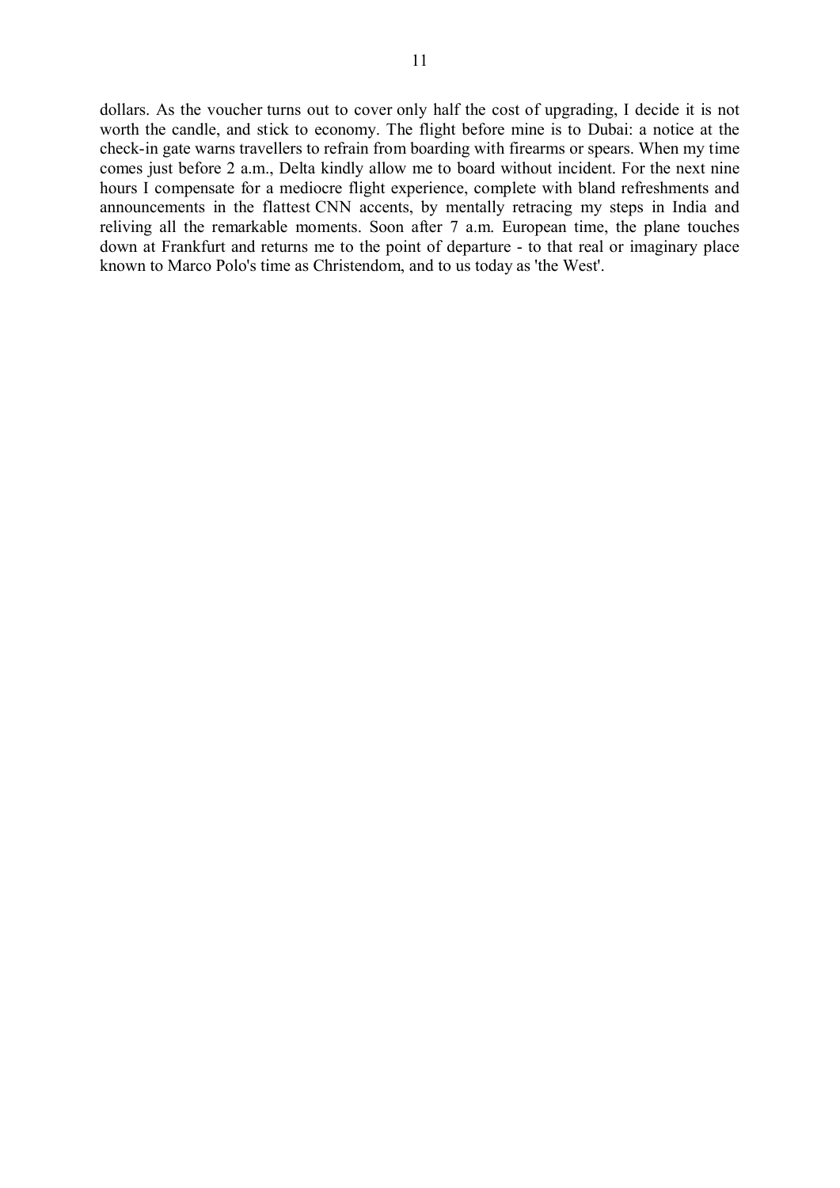dollars. As the voucher turns out to cover only half the cost of upgrading, I decide it is not worth the candle, and stick to economy. The flight before mine is to Dubai: a notice at the check-in gate warns travellers to refrain from boarding with firearms or spears. When my time comes just before 2 a.m., Delta kindly allow me to board without incident. For the next nine hours I compensate for a mediocre flight experience, complete with bland refreshments and announcements in the flattest CNN accents, by mentally retracing my steps in India and reliving all the remarkable moments. Soon after 7 a.m. European time, the plane touches down at Frankfurt and returns me to the point of departure - to that real or imaginary place known to Marco Polo's time as Christendom, and to us today as 'the West'.